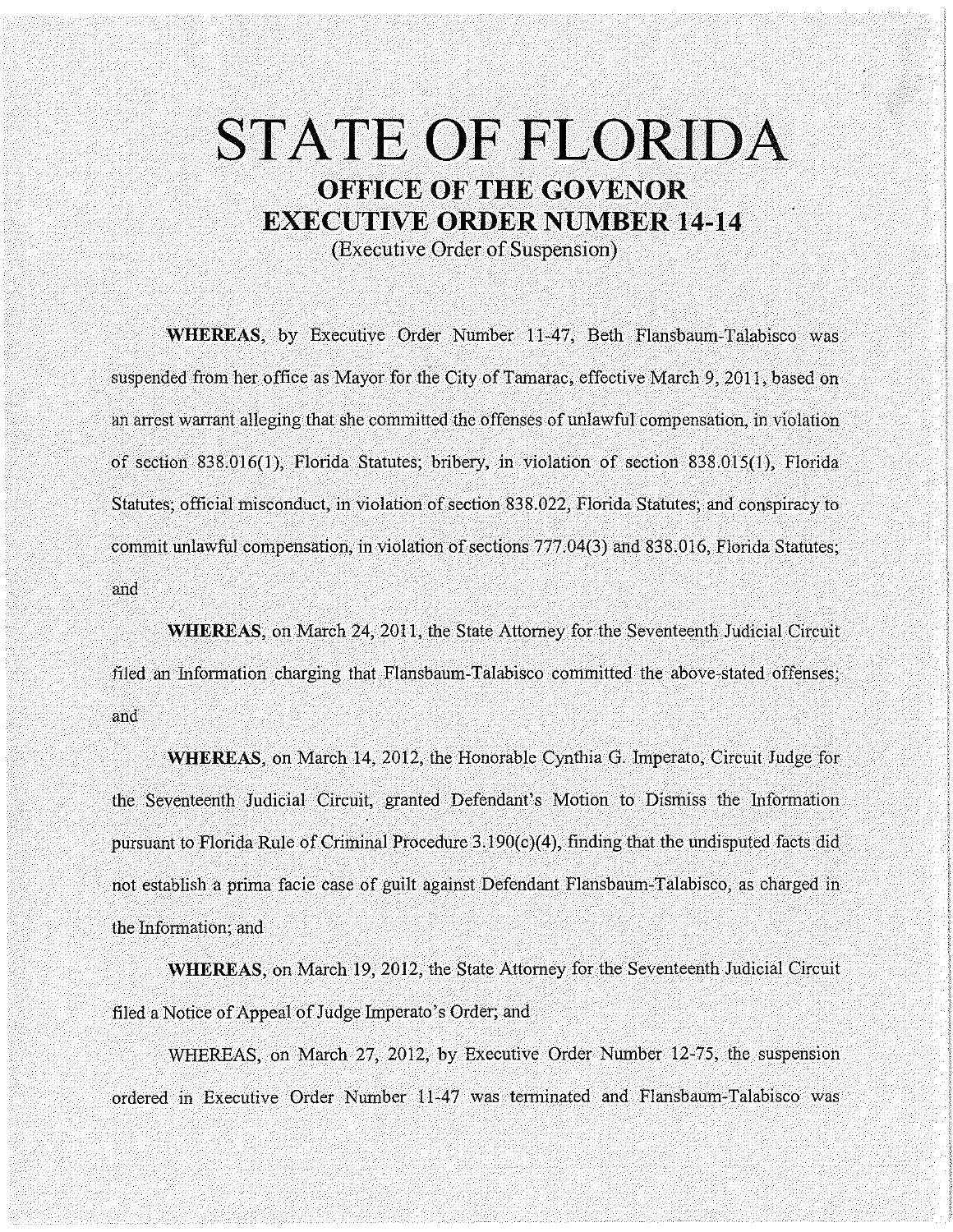# STATE OF FLORIDA

## OFFICE OF THE GOVENOR

## EXECUTIVE ORDER NUMBER 14-14

(Executive Order of Suspension)

**WHEREAS**, by Executive Order Number 11-47, Beth Flansbaum-Talabisco was suspended from her office as Mayor for the City of Tamarac, effective March 9, 2011, based on an arrest warrant alleging that she committed the offenses of unlawful compensation, in violation of section 838.016(1), Florida Statutes; bribery, in violation of section 838.015(1), Florida Statutes; official misconduct, in violation of section 838.022, Florida Statutes; and conspiracy to commit unlawful compensation, in violation of sections 777.04(3) and 838.016, Florida Statutes; and

**WHEREAS**, on March 24, 2011, the State Attorney for the Seventeenth Judicial Circuit filed an Information charging that Flansbaum-Talabisco committed the above-stated offenses; and

**WHEREAS**, on March 14, 2012, the Honorable Cynthia G. Imperato, Circuit Judge for the Seventeenth Judicial Circuit, granted Defendant's Motion to Dismiss the Information pursuant to Florida Rule of Criminal Procedure 3.190(c)(4), finding that the undisputed facts did not establish a prima facie case of guilt against Defendant Flansbaum-Talabisco, as charged in the Information; and

**WHEREAS**, on March 19, 2012, the State Attorney for the Seventeenth Judicial Circuit filed a Notice of Appeal of Judge Imperato's Order; and

WHEREAS, on March 27, 2012, by Executive Order Number 12-75, the suspension ordered in Executive Order Number 11-47 was terminated and Flansbaum-Talabisco was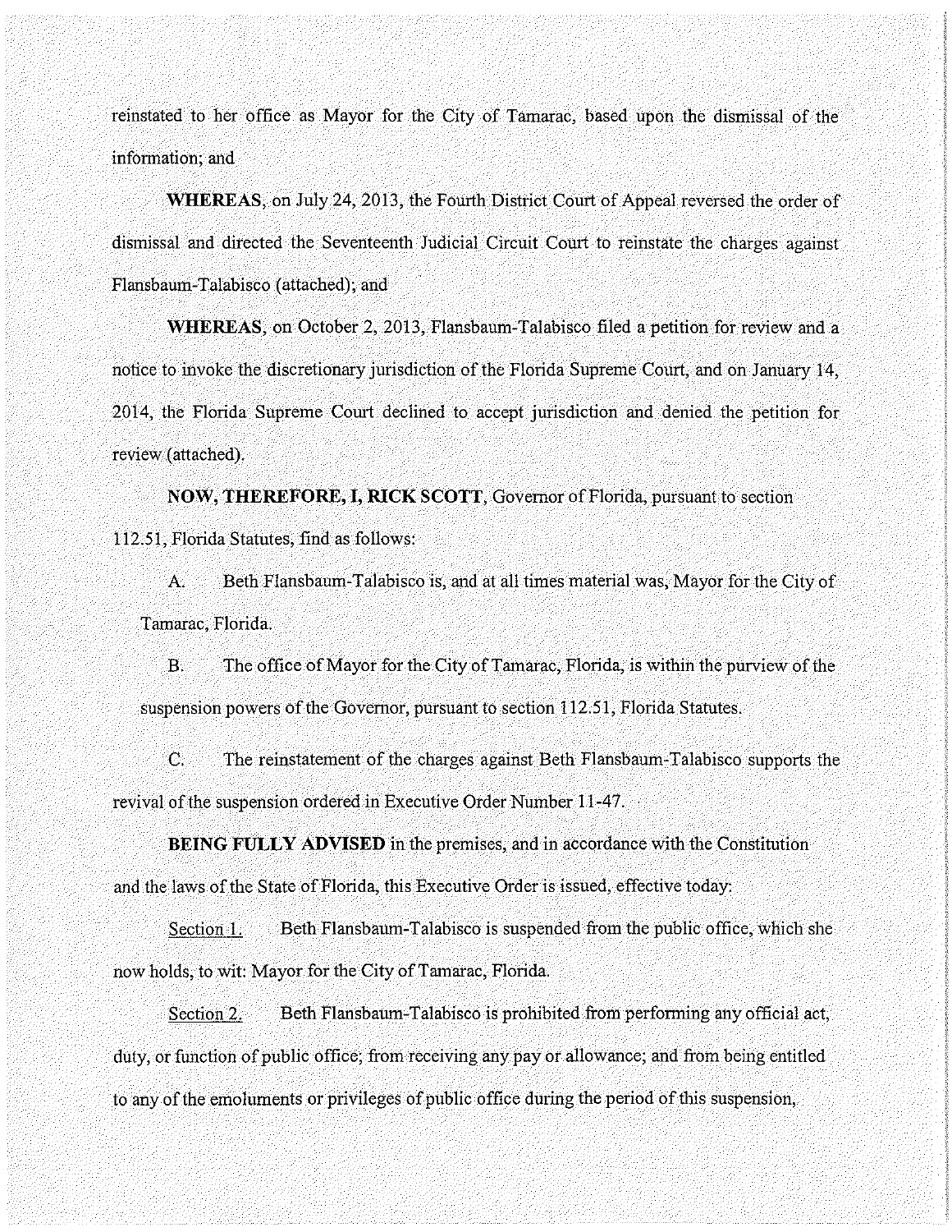reinstated to her office as Mayor for the City of Tamarac, based upon the dismissal of the information; and

**WHEREAS**, on July 24, 2013, the Fourth District Court of Appeal reversed the order of dismissal and directed the Seventeenth Judicial Circuit Court to reinstate the charges against Flansbaum-Talabisco (attached); and

**WHEREAS**, on October 2, 2013, Flansbaum-Talabisco filed a petition for review and a notice to invoke the discretionary jurisdiction of the Florida Supreme Court, and on January 14, 2014, the Florida Supreme Court declined to accept jurisdiction and denied the petition for review (attached).

**NOW, THEREFORE, I, RICK SCOTT**, Governor of Florida, pursuant to section 112.51, Florida Statutes, find as follows:

A. Beth Flansbaum-Talabisco is, and at all times material was, Mayor for the City of Tamarac, Florida.

B. The office of Mayor for the City of Tamarac, Florida, is within the purview of the suspension powers of the Governor, pursuant to section 112.51, Florida Statutes.

C. The reinstatement of the charges against Beth Flansbaum-Talabisco supports the revival of the suspension ordered in Executive Order Number 11-47.

**BEING FULLY ADVISED** in the premises, and in accordance with the Constitution and the laws of the State of Florida, this Executive Order is issued, effective today:

Section 1. Beth Flansbaum-Talabisco is suspended from the public office, which she now holds, to wit: Mayor for the City of Tamarac, Florida.

Section 2. Beth Flansbaum-Talabisco is prohibited from performing any official act, duty, or function of public office; from receiving any pay or allowance; and from being entitled to any of the emoluments or privileges of public office during the period of this suspension,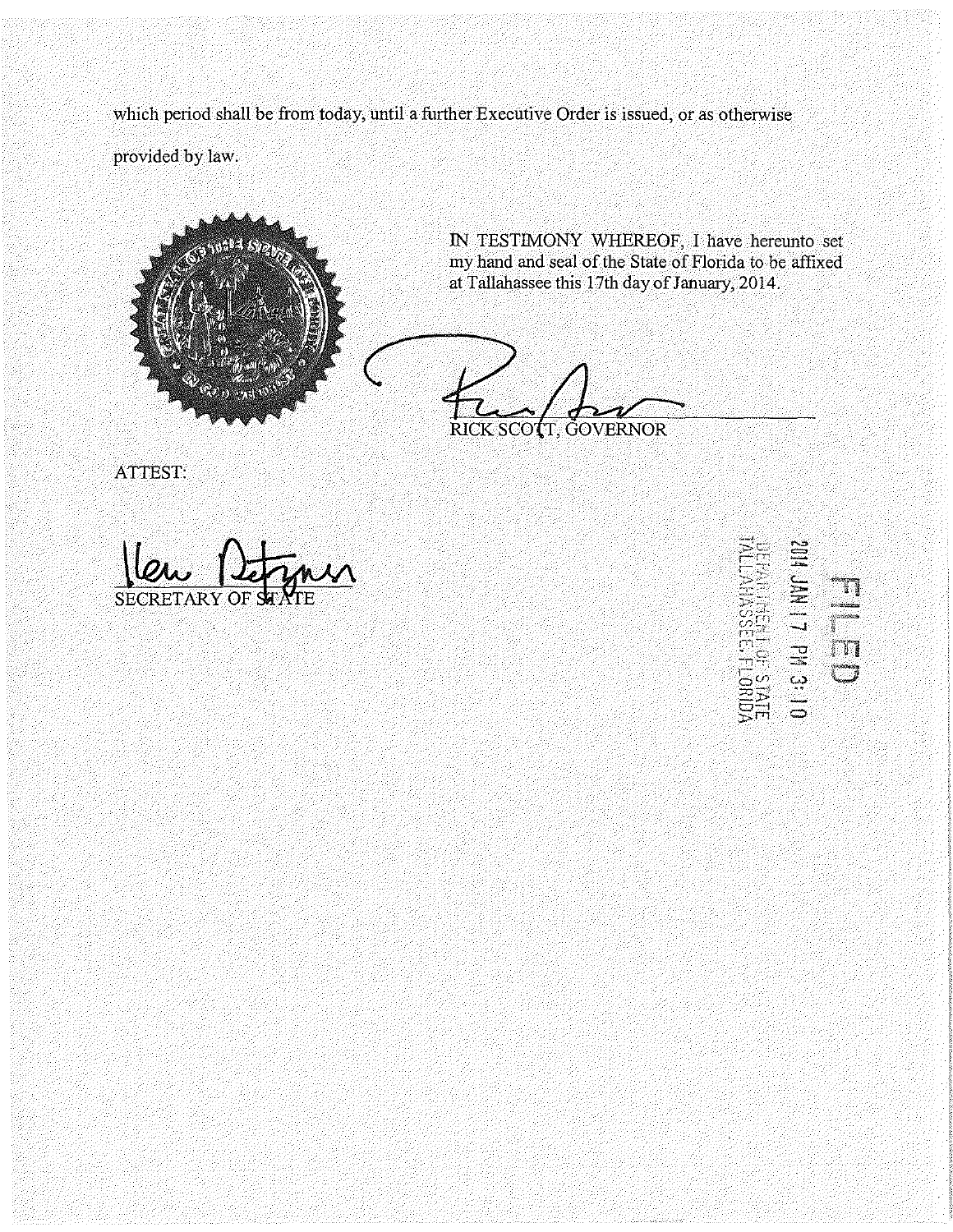which period shall be from today, until a further Executive Order is issued, or as otherwise provided by law.

IN TESTIMONY WHEREOF, I have hereunto set my hand and seal of the State of Florida to be affixed at Tallahassee this 17th day of January, 2014.

RICK SCOTT, GOVERNOR

ATTEST:

SECRETARY OF STATE

FILED

2014 JAN 17 PM 3:10

DEPARTMENT OF STATE
TALLAHASSEE, FLORIDA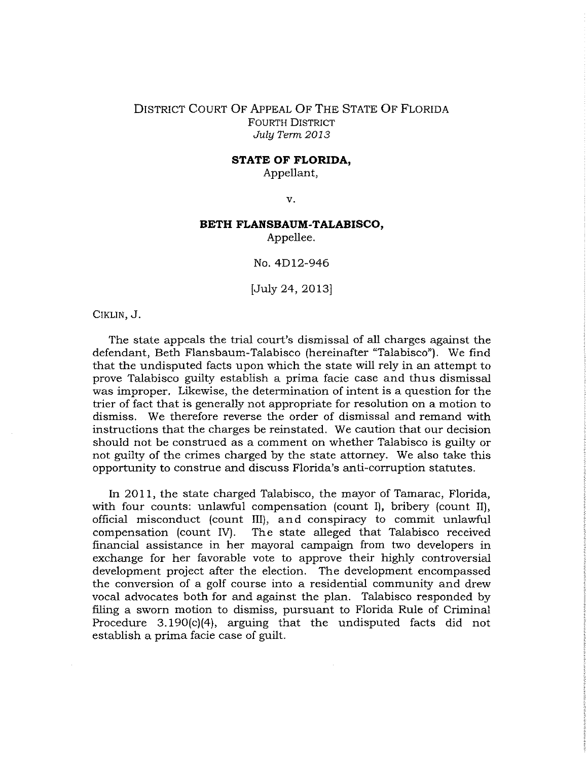DISTRICT COURT OF APPEAL OF THE STATE OF FLORIDA
FOURTH DISTRICT
*July Term 2013*

**STATE OF FLORIDA,**
Appellant,

v.

**BETH FLANSBAUM-TALABISCO,**
Appellee.

No. 4D12-946

[July 24, 2013]

CIKLIN, J.

The state appeals the trial court's dismissal of all charges against the defendant, Beth Flansbaum-Talabisco (hereinafter "Talabisco"). We find that the undisputed facts upon which the state will rely in an attempt to prove Talabisco guilty establish a prima facie case and thus dismissal was improper. Likewise, the determination of intent is a question for the trier of fact that is generally not appropriate for resolution on a motion to dismiss. We therefore reverse the order of dismissal and remand with instructions that the charges be reinstated. We caution that our decision should not be construed as a comment on whether Talabisco is guilty or not guilty of the crimes charged by the state attorney. We also take this opportunity to construe and discuss Florida's anti-corruption statutes.

In 2011, the state charged Talabisco, the mayor of Tamarac, Florida, with four counts: unlawful compensation (count I), bribery (count II), official misconduct (count III), and conspiracy to commit unlawful compensation (count IV). The state alleged that Talabisco received financial assistance in her mayoral campaign from two developers in exchange for her favorable vote to approve their highly controversial development project after the election. The development encompassed the conversion of a golf course into a residential community and drew vocal advocates both for and against the plan. Talabisco responded by filing a sworn motion to dismiss, pursuant to Florida Rule of Criminal Procedure 3.190(c)(4), arguing that the undisputed facts did not establish a prima facie case of guilt.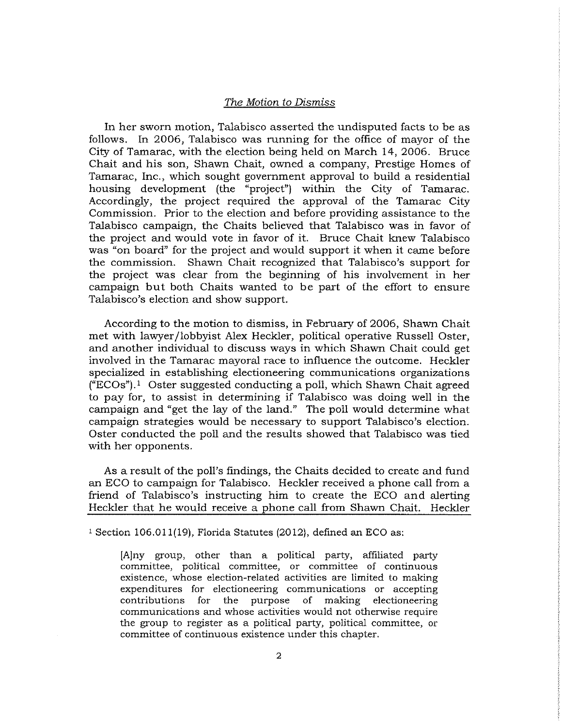### *The Motion to Dismiss*

In her sworn motion, Talabisco asserted the undisputed facts to be as follows. In 2006, Talabisco was running for the office of mayor of the City of Tamarac, with the election being held on March 14, 2006. Bruce Chait and his son, Shawn Chait, owned a company, Prestige Homes of Tamarac, Inc., which sought government approval to build a residential housing development (the "project") within the City of Tamarac. Accordingly, the project required the approval of the Tamarac City Commission. Prior to the election and before providing assistance to the Talabisco campaign, the Chaits believed that Talabisco was in favor of the project and would vote in favor of it. Bruce Chait knew Talabisco was "on board" for the project and would support it when it came before the commission. Shawn Chait recognized that Talabisco's support for the project was clear from the beginning of his involvement in her campaign but both Chaits wanted to be part of the effort to ensure Talabisco's election and show support.

According to the motion to dismiss, in February of 2006, Shawn Chait met with lawyer/lobbyist Alex Heckler, political operative Russell Oster, and another individual to discuss ways in which Shawn Chait could get involved in the Tamarac mayoral race to influence the outcome. Heckler specialized in establishing electioneering communications organizations ("ECOs").[1] Oster suggested conducting a poll, which Shawn Chait agreed to pay for, to assist in determining if Talabisco was doing well in the campaign and "get the lay of the land." The poll would determine what campaign strategies would be necessary to support Talabisco's election. Oster conducted the poll and the results showed that Talabisco was tied with her opponents.

As a result of the poll's findings, the Chaits decided to create and fund an ECO to campaign for Talabisco. Heckler received a phone call from a friend of Talabisco's instructing him to create the ECO and alerting Heckler that he would receive a phone call from Shawn Chait. Heckler

[1] Section 106.011(19), Florida Statutes (2012), defined an ECO as:

> [A]ny group, other than a political party, affiliated party committee, political committee, or committee of continuous existence, whose election-related activities are limited to making expenditures for electioneering communications or accepting contributions for the purpose of making electioneering communications and whose activities would not otherwise require the group to register as a political party, political committee, or committee of continuous existence under this chapter.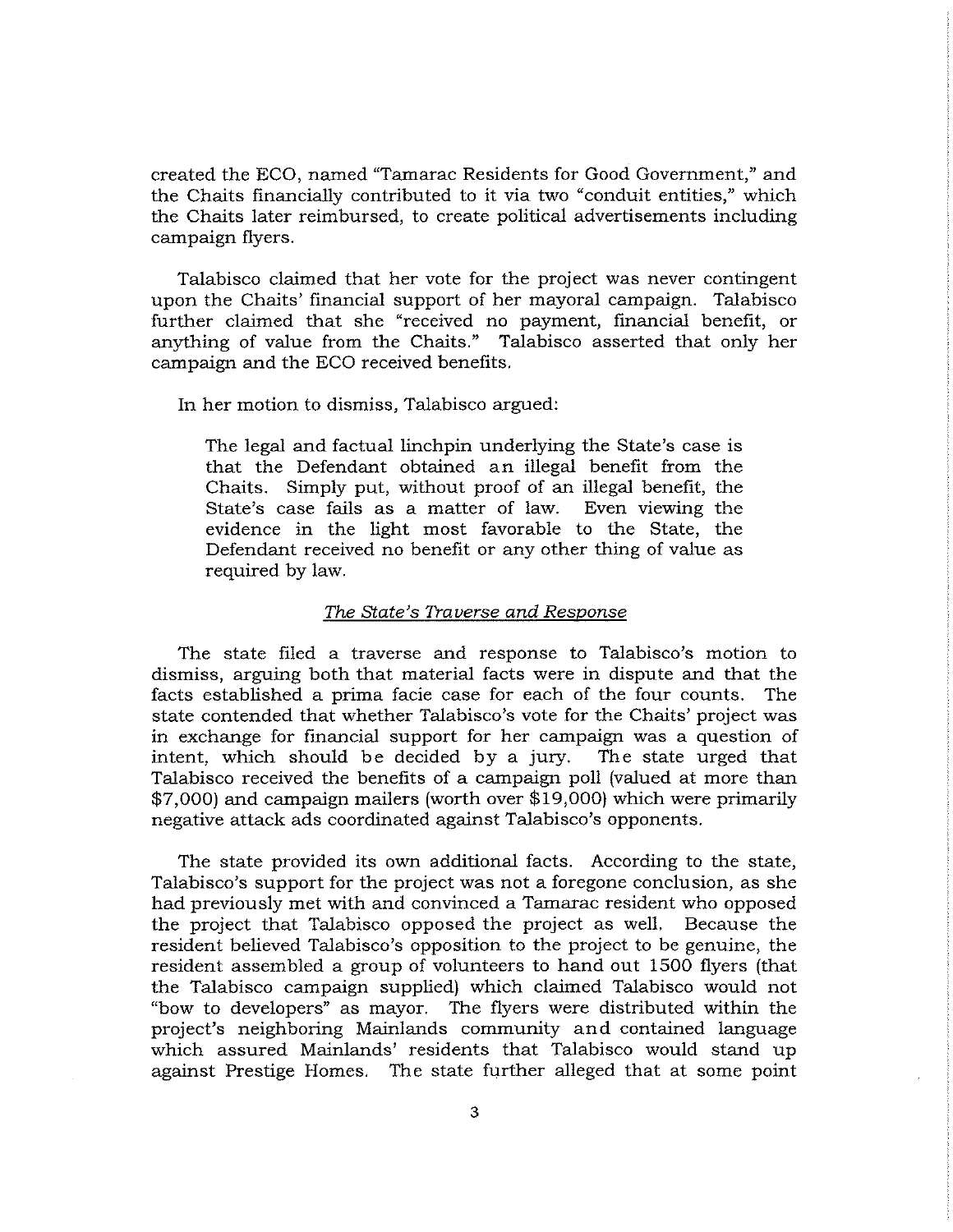created the ECO, named "Tamarac Residents for Good Government," and the Chaits financially contributed to it via two "conduit entities," which the Chaits later reimbursed, to create political advertisements including campaign flyers.

Talabisco claimed that her vote for the project was never contingent upon the Chaits' financial support of her mayoral campaign. Talabisco further claimed that she "received no payment, financial benefit, or anything of value from the Chaits." Talabisco asserted that only her campaign and the ECO received benefits.

In her motion to dismiss, Talabisco argued:

> The legal and factual linchpin underlying the State's case is that the Defendant obtained an illegal benefit from the Chaits. Simply put, without proof of an illegal benefit, the State's case fails as a matter of law. Even viewing the evidence in the light most favorable to the State, the Defendant received no benefit or any other thing of value as required by law.

*The State's Traverse and Response*

The state filed a traverse and response to Talabisco's motion to dismiss, arguing both that material facts were in dispute and that the facts established a prima facie case for each of the four counts. The state contended that whether Talabisco's vote for the Chaits' project was in exchange for financial support for her campaign was a question of intent, which should be decided by a jury. The state urged that Talabisco received the benefits of a campaign poll (valued at more than $7,000) and campaign mailers (worth over $19,000) which were primarily negative attack ads coordinated against Talabisco's opponents.

The state provided its own additional facts. According to the state, Talabisco's support for the project was not a foregone conclusion, as she had previously met with and convinced a Tamarac resident who opposed the project that Talabisco opposed the project as well. Because the resident believed Talabisco's opposition to the project to be genuine, the resident assembled a group of volunteers to hand out 1500 flyers (that the Talabisco campaign supplied) which claimed Talabisco would not "bow to developers" as mayor. The flyers were distributed within the project's neighboring Mainlands community and contained language which assured Mainlands' residents that Talabisco would stand up against Prestige Homes. The state further alleged that at some point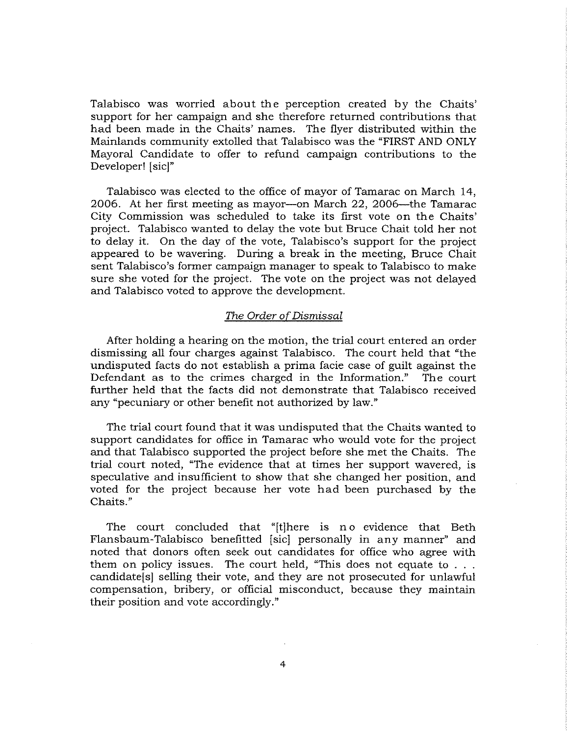Talabisco was worried about the perception created by the Chaits' support for her campaign and she therefore returned contributions that had been made in the Chaits' names. The flyer distributed within the Mainlands community extolled that Talabisco was the "FIRST AND ONLY Mayoral Candidate to offer to refund campaign contributions to the Developer! [sic]"

Talabisco was elected to the office of mayor of Tamarac on March 14, 2006. At her first meeting as mayor—on March 22, 2006—the Tamarac City Commission was scheduled to take its first vote on the Chaits' project. Talabisco wanted to delay the vote but Bruce Chait told her not to delay it. On the day of the vote, Talabisco's support for the project appeared to be wavering. During a break in the meeting, Bruce Chait sent Talabisco's former campaign manager to speak to Talabisco to make sure she voted for the project. The vote on the project was not delayed and Talabisco voted to approve the development.

### *The Order of Dismissal*

After holding a hearing on the motion, the trial court entered an order dismissing all four charges against Talabisco. The court held that "the undisputed facts do not establish a prima facie case of guilt against the Defendant as to the crimes charged in the Information." The court further held that the facts did not demonstrate that Talabisco received any "pecuniary or other benefit not authorized by law."

The trial court found that it was undisputed that the Chaits wanted to support candidates for office in Tamarac who would vote for the project and that Talabisco supported the project before she met the Chaits. The trial court noted, "The evidence that at times her support wavered, is speculative and insufficient to show that she changed her position, and voted for the project because her vote had been purchased by the Chaits."

The court concluded that "[t]here is no evidence that Beth Flansbaum-Talabisco benefitted [sic] personally in any manner" and noted that donors often seek out candidates for office who agree with them on policy issues. The court held, "This does not equate to . . . candidate[s] selling their vote, and they are not prosecuted for unlawful compensation, bribery, or official misconduct, because they maintain their position and vote accordingly."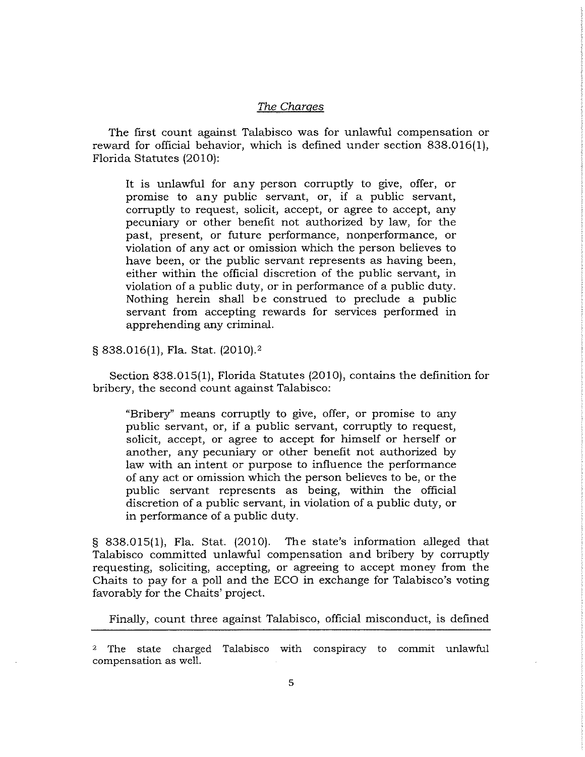*The Charges*

The first count against Talabisco was for unlawful compensation or reward for official behavior, which is defined under section 838.016(1), Florida Statutes (2010):

> It is unlawful for any person corruptly to give, offer, or promise to any public servant, or, if a public servant, corruptly to request, solicit, accept, or agree to accept, any pecuniary or other benefit not authorized by law, for the past, present, or future performance, nonperformance, or violation of any act or omission which the person believes to have been, or the public servant represents as having been, either within the official discretion of the public servant, in violation of a public duty, or in performance of a public duty. Nothing herein shall be construed to preclude a public servant from accepting rewards for services performed in apprehending any criminal.

§ 838.016(1), Fla. Stat. (2010).[2]

Section 838.015(1), Florida Statutes (2010), contains the definition for bribery, the second count against Talabisco:

> "Bribery" means corruptly to give, offer, or promise to any public servant, or, if a public servant, corruptly to request, solicit, accept, or agree to accept for himself or herself or another, any pecuniary or other benefit not authorized by law with an intent or purpose to influence the performance of any act or omission which the person believes to be, or the public servant represents as being, within the official discretion of a public servant, in violation of a public duty, or in performance of a public duty.

§ 838.015(1), Fla. Stat. (2010). The state's information alleged that Talabisco committed unlawful compensation and bribery by corruptly requesting, soliciting, accepting, or agreeing to accept money from the Chaits to pay for a poll and the ECO in exchange for Talabisco's voting favorably for the Chaits' project.

Finally, count three against Talabisco, official misconduct, is defined

---

[2] The state charged Talabisco with conspiracy to commit unlawful compensation as well.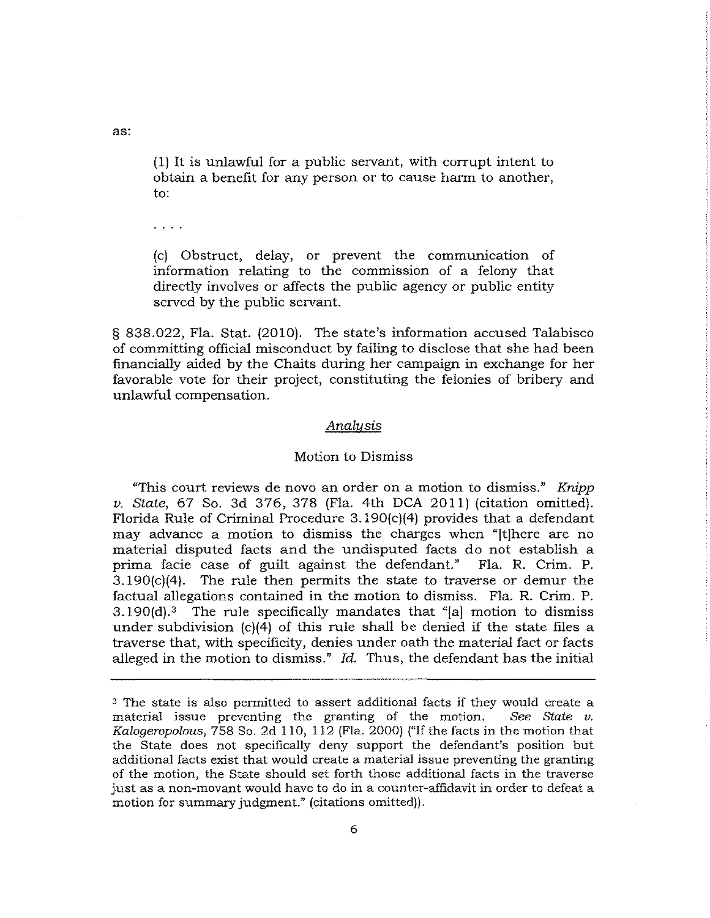as:

> (1) It is unlawful for a public servant, with corrupt intent to obtain a benefit for any person or to cause harm to another, to:
>
> . . . .
>
> (c) Obstruct, delay, or prevent the communication of information relating to the commission of a felony that directly involves or affects the public agency or public entity served by the public servant.

§ 838.022, Fla. Stat. (2010). The state's information accused Talabisco of committing official misconduct by failing to disclose that she had been financially aided by the Chaits during her campaign in exchange for her favorable vote for their project, constituting the felonies of bribery and unlawful compensation.

## *Analysis*

### Motion to Dismiss

"This court reviews de novo an order on a motion to dismiss." *Knipp v. State*, 67 So. 3d 376, 378 (Fla. 4th DCA 2011) (citation omitted). Florida Rule of Criminal Procedure 3.190(c)(4) provides that a defendant may advance a motion to dismiss the charges when "[t]here are no material disputed facts and the undisputed facts do not establish a prima facie case of guilt against the defendant." Fla. R. Crim. P. 3.190(c)(4). The rule then permits the state to traverse or demur the factual allegations contained in the motion to dismiss. Fla. R. Crim. P. 3.190(d).[3] The rule specifically mandates that "[a] motion to dismiss under subdivision (c)(4) of this rule shall be denied if the state files a traverse that, with specificity, denies under oath the material fact or facts alleged in the motion to dismiss." *Id.* Thus, the defendant has the initial

---

[3] The state is also permitted to assert additional facts if they would create a material issue preventing the granting of the motion. *See State v. Kalogeropolous*, 758 So. 2d 110, 112 (Fla. 2000) ("If the facts in the motion that the State does not specifically deny support the defendant's position but additional facts exist that would create a material issue preventing the granting of the motion, the State should set forth those additional facts in the traverse just as a non-movant would have to do in a counter-affidavit in order to defeat a motion for summary judgment." (citations omitted)).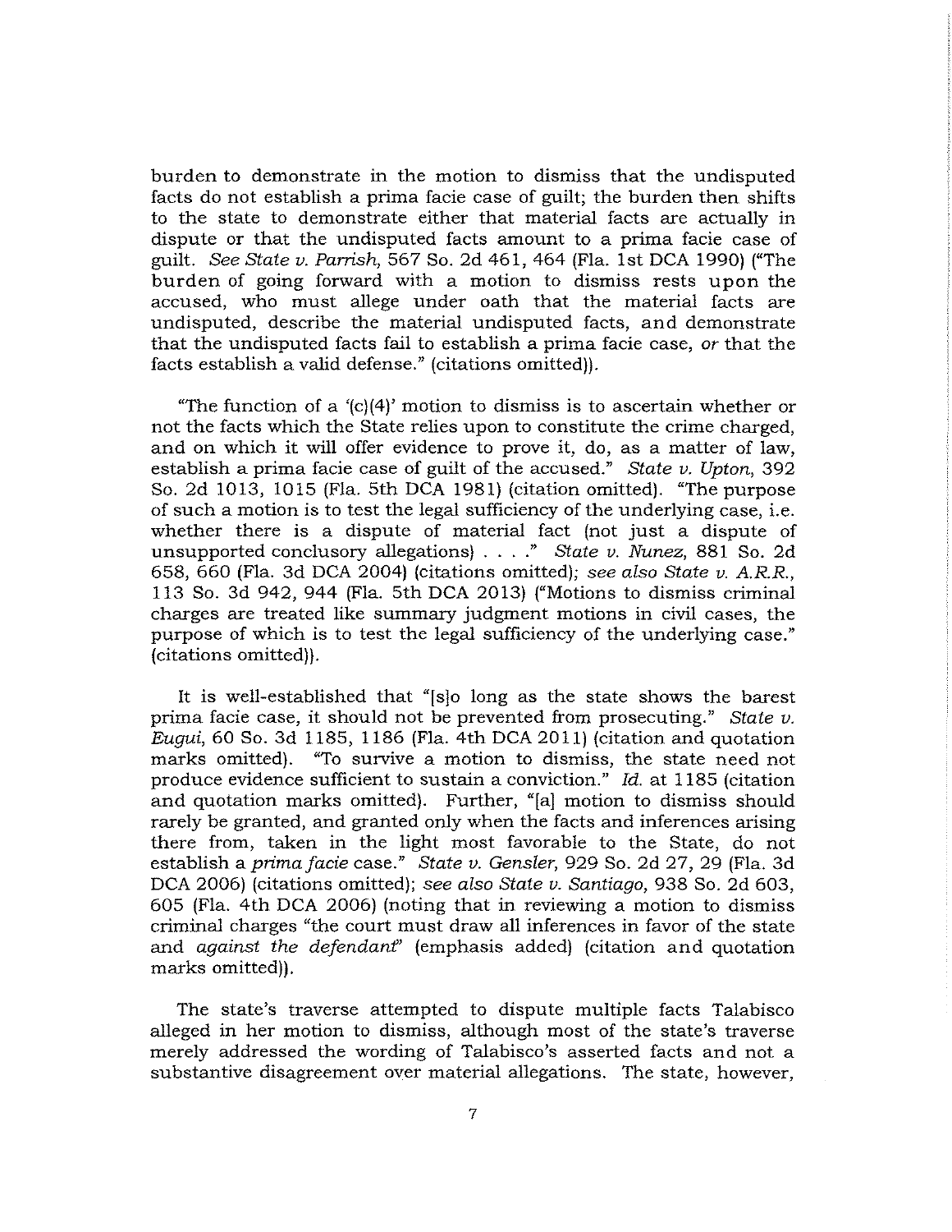burden to demonstrate in the motion to dismiss that the undisputed facts do not establish a prima facie case of guilt; the burden then shifts to the state to demonstrate either that material facts are actually in dispute or that the undisputed facts amount to a prima facie case of guilt. *See State v. Parrish*, 567 So. 2d 461, 464 (Fla. 1st DCA 1990) ("The burden of going forward with a motion to dismiss rests upon the accused, who must allege under oath that the material facts are undisputed, describe the material undisputed facts, and demonstrate that the undisputed facts fail to establish a prima facie case, *or* that the facts establish a valid defense." (citations omitted)).

"The function of a '(c)(4)' motion to dismiss is to ascertain whether or not the facts which the State relies upon to constitute the crime charged, and on which it will offer evidence to prove it, do, as a matter of law, establish a prima facie case of guilt of the accused." *State v. Upton*, 392 So. 2d 1013, 1015 (Fla. 5th DCA 1981) (citation omitted). "The purpose of such a motion is to test the legal sufficiency of the underlying case, i.e. whether there is a dispute of material fact (not just a dispute of unsupported conclusory allegations) . . . ." *State v. Nunez*, 881 So. 2d 658, 660 (Fla. 3d DCA 2004) (citations omitted); *see also State v. A.R.R.*, 113 So. 3d 942, 944 (Fla. 5th DCA 2013) ("Motions to dismiss criminal charges are treated like summary judgment motions in civil cases, the purpose of which is to test the legal sufficiency of the underlying case." (citations omitted)).

It is well-established that "[s]o long as the state shows the barest prima facie case, it should not be prevented from prosecuting." *State v. Eugui*, 60 So. 3d 1185, 1186 (Fla. 4th DCA 2011) (citation and quotation marks omitted). "To survive a motion to dismiss, the state need not produce evidence sufficient to sustain a conviction." *Id.* at 1185 (citation and quotation marks omitted). Further, "[a] motion to dismiss should rarely be granted, and granted only when the facts and inferences arising there from, taken in the light most favorable to the State, do not establish a *prima facie* case." *State v. Gensler*, 929 So. 2d 27, 29 (Fla. 3d DCA 2006) (citations omitted); *see also State v. Santiago*, 938 So. 2d 603, 605 (Fla. 4th DCA 2006) (noting that in reviewing a motion to dismiss criminal charges "the court must draw all inferences in favor of the state and *against the defendant*" (emphasis added) (citation and quotation marks omitted)).

The state's traverse attempted to dispute multiple facts Talabisco alleged in her motion to dismiss, although most of the state's traverse merely addressed the wording of Talabisco's asserted facts and not a substantive disagreement over material allegations. The state, however,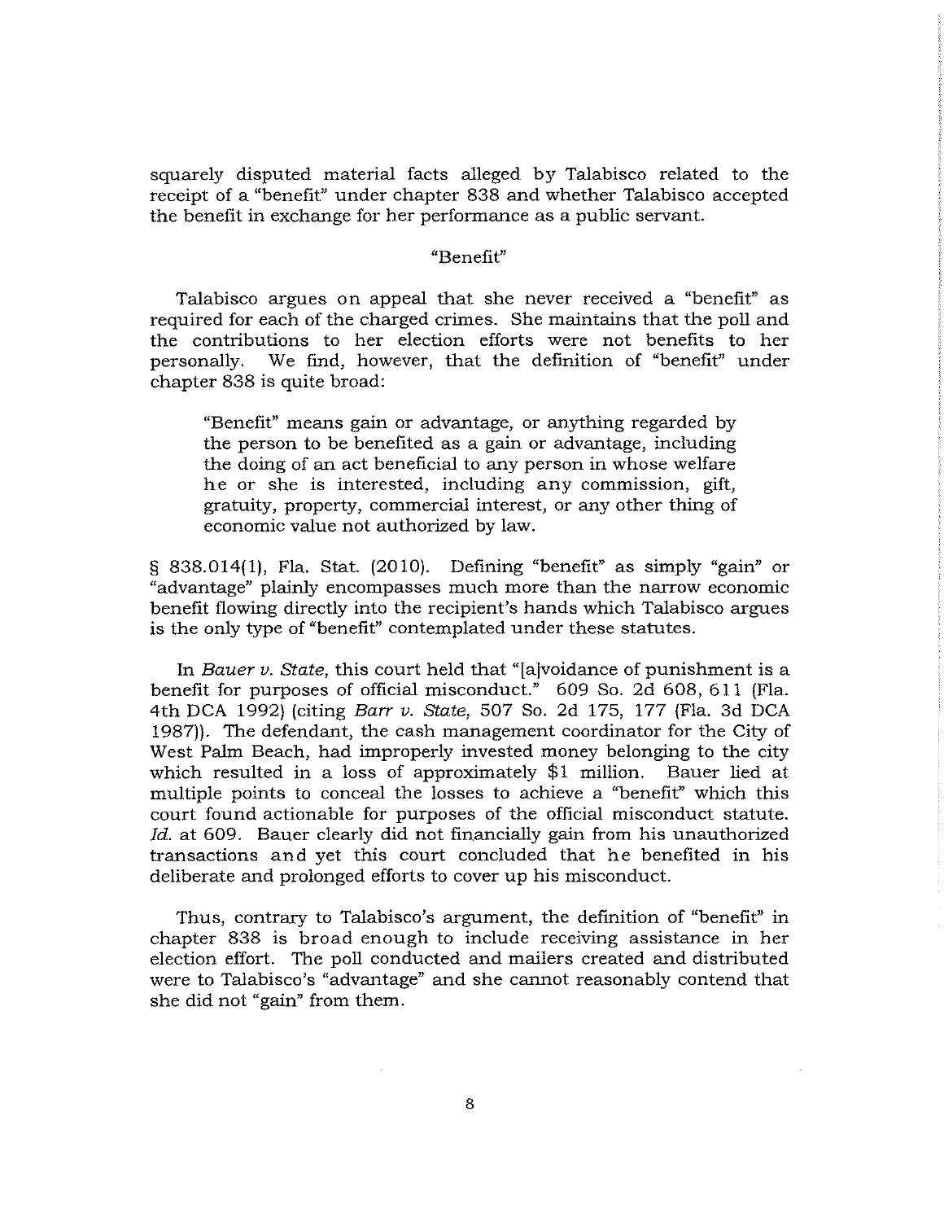squarely disputed material facts alleged by Talabisco related to the receipt of a "benefit" under chapter 838 and whether Talabisco accepted the benefit in exchange for her performance as a public servant.

### "Benefit"

Talabisco argues on appeal that she never received a "benefit" as required for each of the charged crimes. She maintains that the poll and the contributions to her election efforts were not benefits to her personally. We find, however, that the definition of "benefit" under chapter 838 is quite broad:

> "Benefit" means gain or advantage, or anything regarded by the person to be benefited as a gain or advantage, including the doing of an act beneficial to any person in whose welfare he or she is interested, including any commission, gift, gratuity, property, commercial interest, or any other thing of economic value not authorized by law.

§ 838.014(1), Fla. Stat. (2010). Defining "benefit" as simply "gain" or "advantage" plainly encompasses much more than the narrow economic benefit flowing directly into the recipient's hands which Talabisco argues is the only type of "benefit" contemplated under these statutes.

In *Bauer v. State*, this court held that "[a]voidance of punishment is a benefit for purposes of official misconduct." 609 So. 2d 608, 611 (Fla. 4th DCA 1992) (citing *Barr v. State*, 507 So. 2d 175, 177 (Fla. 3d DCA 1987)). The defendant, the cash management coordinator for the City of West Palm Beach, had improperly invested money belonging to the city which resulted in a loss of approximately $1 million. Bauer lied at multiple points to conceal the losses to achieve a "benefit" which this court found actionable for purposes of the official misconduct statute. *Id.* at 609. Bauer clearly did not financially gain from his unauthorized transactions and yet this court concluded that he benefited in his deliberate and prolonged efforts to cover up his misconduct.

Thus, contrary to Talabisco's argument, the definition of "benefit" in chapter 838 is broad enough to include receiving assistance in her election effort. The poll conducted and mailers created and distributed were to Talabisco's "advantage" and she cannot reasonably contend that she did not "gain" from them.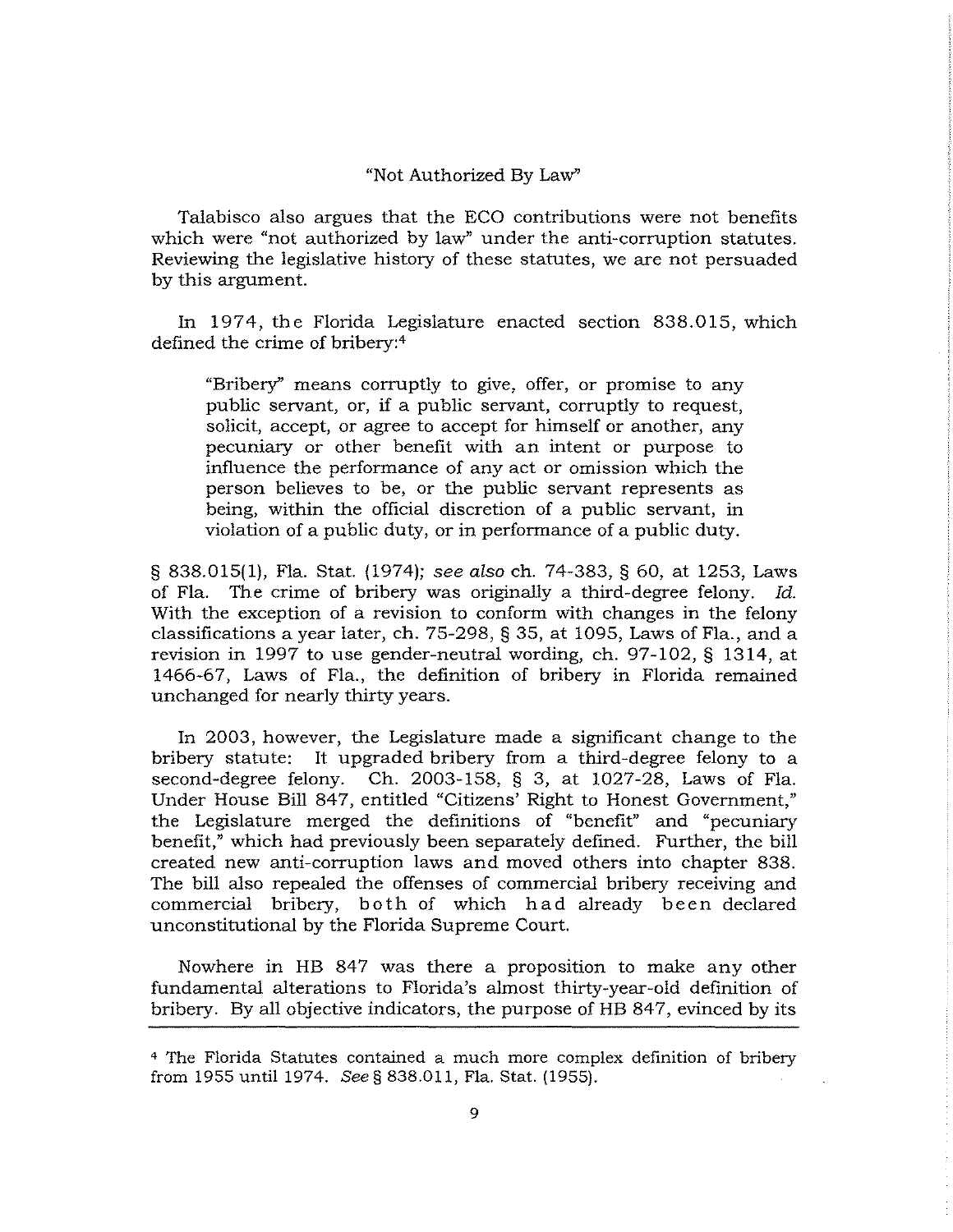## "Not Authorized By Law"

Talabisco also argues that the ECO contributions were not benefits which were "not authorized by law" under the anti-corruption statutes. Reviewing the legislative history of these statutes, we are not persuaded by this argument.

In 1974, the Florida Legislature enacted section 838.015, which defined the crime of bribery:[4]

> "Bribery" means corruptly to give, offer, or promise to any public servant, or, if a public servant, corruptly to request, solicit, accept, or agree to accept for himself or another, any pecuniary or other benefit with an intent or purpose to influence the performance of any act or omission which the person believes to be, or the public servant represents as being, within the official discretion of a public servant, in violation of a public duty, or in performance of a public duty.

§ 838.015(1), Fla. Stat. (1974); *see also* ch. 74-383, § 60, at 1253, Laws of Fla. The crime of bribery was originally a third-degree felony. *Id.* With the exception of a revision to conform with changes in the felony classifications a year later, ch. 75-298, § 35, at 1095, Laws of Fla., and a revision in 1997 to use gender-neutral wording, ch. 97-102, § 1314, at 1466-67, Laws of Fla., the definition of bribery in Florida remained unchanged for nearly thirty years.

In 2003, however, the Legislature made a significant change to the bribery statute: It upgraded bribery from a third-degree felony to a second-degree felony. Ch. 2003-158, § 3, at 1027-28, Laws of Fla. Under House Bill 847, entitled "Citizens' Right to Honest Government," the Legislature merged the definitions of "benefit" and "pecuniary benefit," which had previously been separately defined. Further, the bill created new anti-corruption laws and moved others into chapter 838. The bill also repealed the offenses of commercial bribery receiving and commercial bribery, both of which had already been declared unconstitutional by the Florida Supreme Court.

Nowhere in HB 847 was there a proposition to make any other fundamental alterations to Florida's almost thirty-year-old definition of bribery. By all objective indicators, the purpose of HB 847, evinced by its

---

[4] The Florida Statutes contained a much more complex definition of bribery from 1955 until 1974. *See* § 838.011, Fla. Stat. (1955).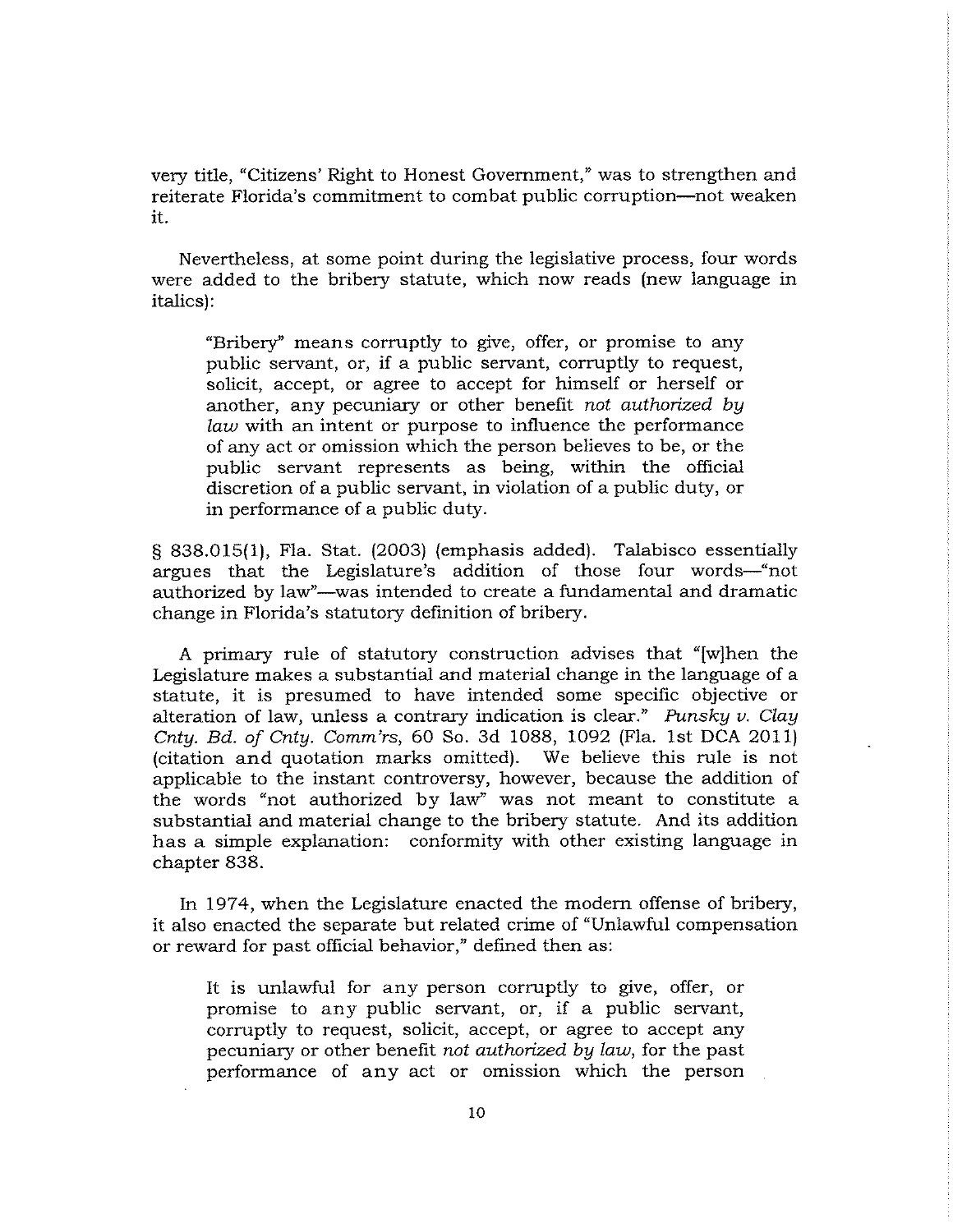very title, "Citizens' Right to Honest Government," was to strengthen and reiterate Florida's commitment to combat public corruption—not weaken it.

Nevertheless, at some point during the legislative process, four words were added to the bribery statute, which now reads (new language in italics):

> "Bribery" means corruptly to give, offer, or promise to any public servant, or, if a public servant, corruptly to request, solicit, accept, or agree to accept for himself or herself or another, any pecuniary or other benefit *not authorized by law* with an intent or purpose to influence the performance of any act or omission which the person believes to be, or the public servant represents as being, within the official discretion of a public servant, in violation of a public duty, or in performance of a public duty.

§ 838.015(1), Fla. Stat. (2003) (emphasis added). Talabisco essentially argues that the Legislature's addition of those four words—"not authorized by law"—was intended to create a fundamental and dramatic change in Florida's statutory definition of bribery.

A primary rule of statutory construction advises that "[w]hen the Legislature makes a substantial and material change in the language of a statute, it is presumed to have intended some specific objective or alteration of law, unless a contrary indication is clear." *Punsky v. Clay Cnty. Bd. of Cnty. Comm'rs*, 60 So. 3d 1088, 1092 (Fla. 1st DCA 2011) (citation and quotation marks omitted). We believe this rule is not applicable to the instant controversy, however, because the addition of the words "not authorized by law" was not meant to constitute a substantial and material change to the bribery statute. And its addition has a simple explanation: conformity with other existing language in chapter 838.

In 1974, when the Legislature enacted the modern offense of bribery, it also enacted the separate but related crime of "Unlawful compensation or reward for past official behavior," defined then as:

> It is unlawful for any person corruptly to give, offer, or promise to any public servant, or, if a public servant, corruptly to request, solicit, accept, or agree to accept any pecuniary or other benefit *not authorized by law*, for the past performance of any act or omission which the person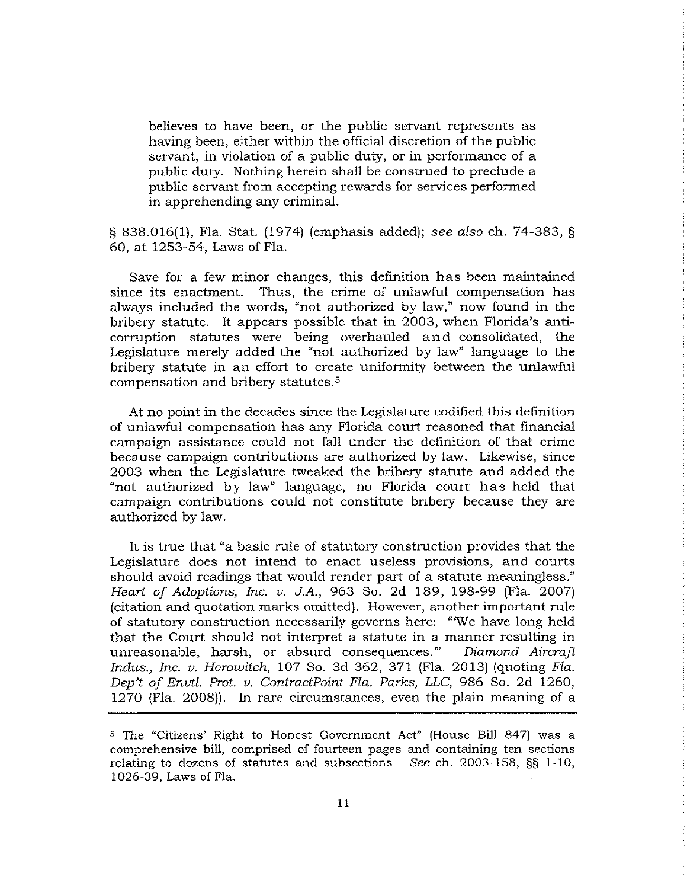> believes to have been, or the public servant represents as having been, either within the official discretion of the public servant, in violation of a public duty, or in performance of a public duty. Nothing herein shall be construed to preclude a public servant from accepting rewards for services performed in apprehending any criminal.

§ 838.016(1), Fla. Stat. (1974) (emphasis added); *see also* ch. 74-383, § 60, at 1253-54, Laws of Fla.

Save for a few minor changes, this definition has been maintained since its enactment. Thus, the crime of unlawful compensation has always included the words, "not authorized by law," now found in the bribery statute. It appears possible that in 2003, when Florida's anti-corruption statutes were being overhauled and consolidated, the Legislature merely added the "not authorized by law" language to the bribery statute in an effort to create uniformity between the unlawful compensation and bribery statutes.[5]

At no point in the decades since the Legislature codified this definition of unlawful compensation has any Florida court reasoned that financial campaign assistance could not fall under the definition of that crime because campaign contributions are authorized by law. Likewise, since 2003 when the Legislature tweaked the bribery statute and added the "not authorized by law" language, no Florida court has held that campaign contributions could not constitute bribery because they are authorized by law.

It is true that "a basic rule of statutory construction provides that the Legislature does not intend to enact useless provisions, and courts should avoid readings that would render part of a statute meaningless." *Heart of Adoptions, Inc. v. J.A.*, 963 So. 2d 189, 198-99 (Fla. 2007) (citation and quotation marks omitted). However, another important rule of statutory construction necessarily governs here: "'We have long held that the Court should not interpret a statute in a manner resulting in unreasonable, harsh, or absurd consequences.'" *Diamond Aircraft Indus., Inc. v. Horowitch*, 107 So. 3d 362, 371 (Fla. 2013) (quoting *Fla. Dep't of Envtl. Prot. v. ContractPoint Fla. Parks, LLC*, 986 So. 2d 1260, 1270 (Fla. 2008)). In rare circumstances, even the plain meaning of a

---

[5] The "Citizens' Right to Honest Government Act" (House Bill 847) was a comprehensive bill, comprised of fourteen pages and containing ten sections relating to dozens of statutes and subsections. *See* ch. 2003-158, §§ 1-10, 1026-39, Laws of Fla.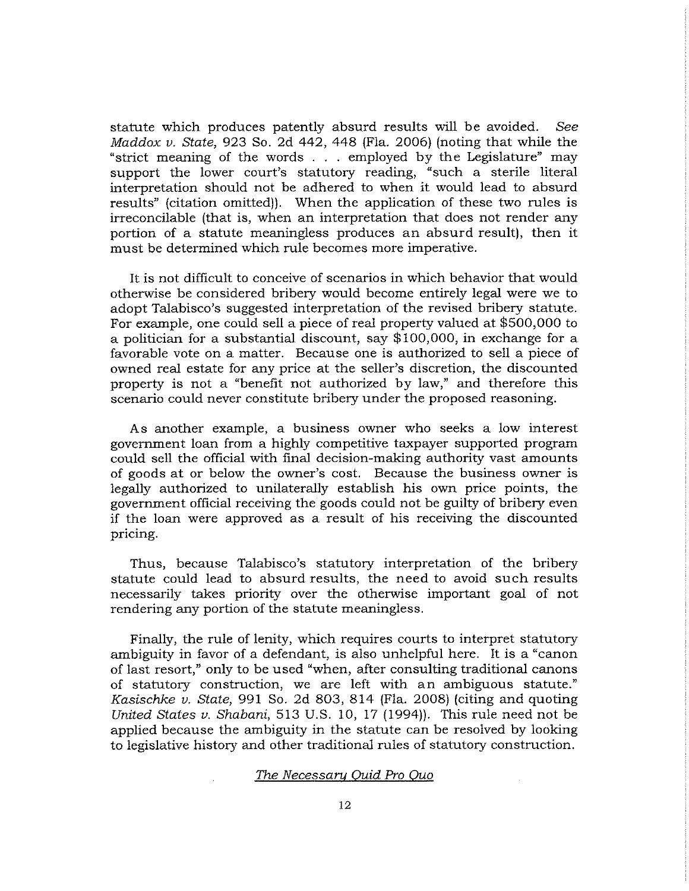statute which produces patently absurd results will be avoided. *See Maddox v. State*, 923 So. 2d 442, 448 (Fla. 2006) (noting that while the "strict meaning of the words . . . employed by the Legislature" may support the lower court's statutory reading, "such a sterile literal interpretation should not be adhered to when it would lead to absurd results" (citation omitted)). When the application of these two rules is irreconcilable (that is, when an interpretation that does not render any portion of a statute meaningless produces an absurd result), then it must be determined which rule becomes more imperative.

It is not difficult to conceive of scenarios in which behavior that would otherwise be considered bribery would become entirely legal were we to adopt Talabisco's suggested interpretation of the revised bribery statute. For example, one could sell a piece of real property valued at $500,000 to a politician for a substantial discount, say $100,000, in exchange for a favorable vote on a matter. Because one is authorized to sell a piece of owned real estate for any price at the seller's discretion, the discounted property is not a "benefit not authorized by law," and therefore this scenario could never constitute bribery under the proposed reasoning.

As another example, a business owner who seeks a low interest government loan from a highly competitive taxpayer supported program could sell the official with final decision-making authority vast amounts of goods at or below the owner's cost. Because the business owner is legally authorized to unilaterally establish his own price points, the government official receiving the goods could not be guilty of bribery even if the loan were approved as a result of his receiving the discounted pricing.

Thus, because Talabisco's statutory interpretation of the bribery statute could lead to absurd results, the need to avoid such results necessarily takes priority over the otherwise important goal of not rendering any portion of the statute meaningless.

Finally, the rule of lenity, which requires courts to interpret statutory ambiguity in favor of a defendant, is also unhelpful here. It is a "canon of last resort," only to be used "when, after consulting traditional canons of statutory construction, we are left with an ambiguous statute." *Kasischke v. State*, 991 So. 2d 803, 814 (Fla. 2008) (citing and quoting *United States v. Shabani*, 513 U.S. 10, 17 (1994)). This rule need not be applied because the ambiguity in the statute can be resolved by looking to legislative history and other traditional rules of statutory construction.

## *The Necessary Quid Pro Quo*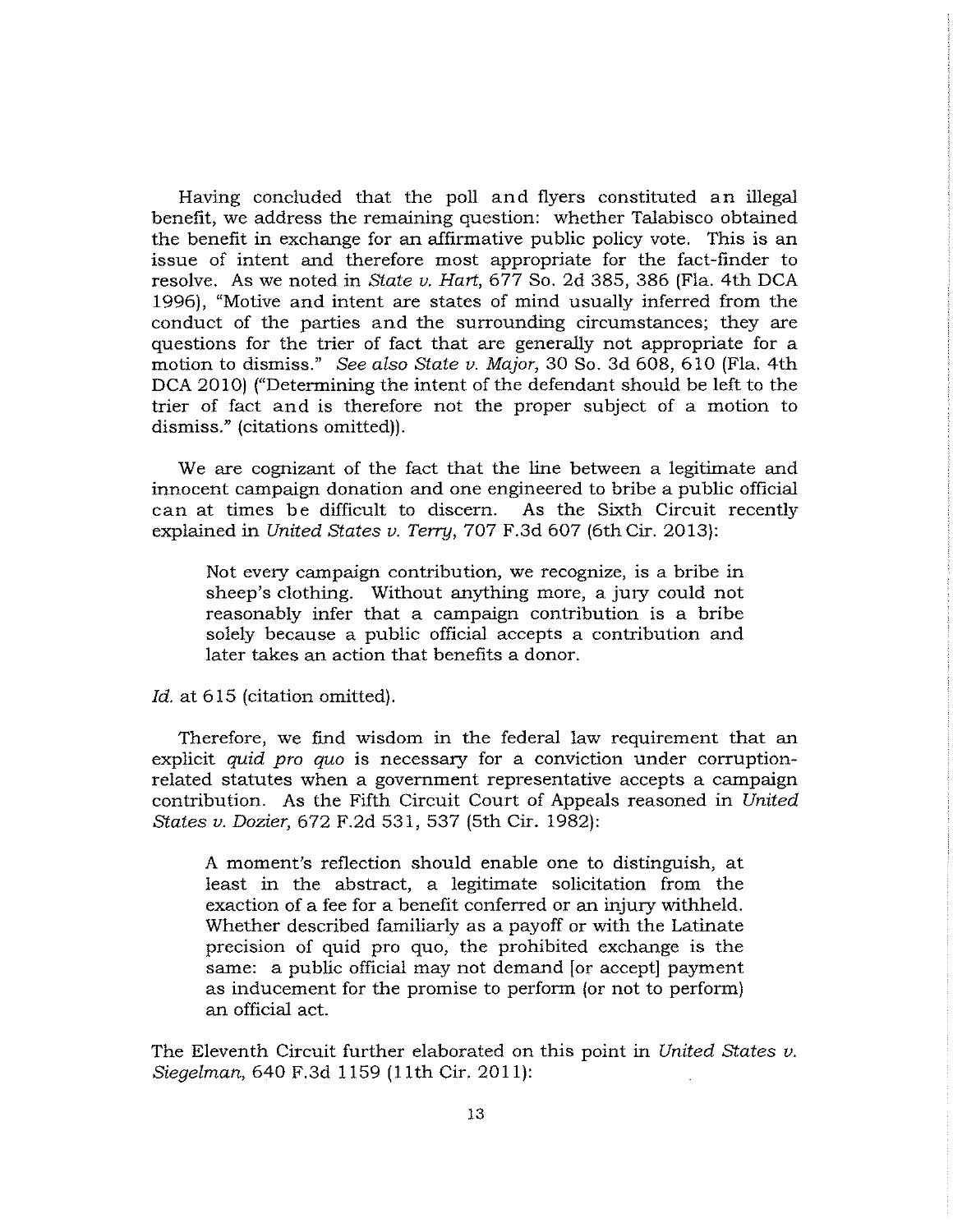Having concluded that the poll and flyers constituted an illegal benefit, we address the remaining question: whether Talabisco obtained the benefit in exchange for an affirmative public policy vote. This is an issue of intent and therefore most appropriate for the fact-finder to resolve. As we noted in *State v. Hart*, 677 So. 2d 385, 386 (Fla. 4th DCA 1996), "Motive and intent are states of mind usually inferred from the conduct of the parties and the surrounding circumstances; they are questions for the trier of fact that are generally not appropriate for a motion to dismiss." *See also State v. Major*, 30 So. 3d 608, 610 (Fla. 4th DCA 2010) ("Determining the intent of the defendant should be left to the trier of fact and is therefore not the proper subject of a motion to dismiss." (citations omitted)).

We are cognizant of the fact that the line between a legitimate and innocent campaign donation and one engineered to bribe a public official can at times be difficult to discern. As the Sixth Circuit recently explained in *United States v. Terry*, 707 F.3d 607 (6th Cir. 2013):

> Not every campaign contribution, we recognize, is a bribe in sheep's clothing. Without anything more, a jury could not reasonably infer that a campaign contribution is a bribe solely because a public official accepts a contribution and later takes an action that benefits a donor.

*Id.* at 615 (citation omitted).

Therefore, we find wisdom in the federal law requirement that an explicit *quid pro quo* is necessary for a conviction under corruption-related statutes when a government representative accepts a campaign contribution. As the Fifth Circuit Court of Appeals reasoned in *United States v. Dozier*, 672 F.2d 531, 537 (5th Cir. 1982):

> A moment's reflection should enable one to distinguish, at least in the abstract, a legitimate solicitation from the exaction of a fee for a benefit conferred or an injury withheld. Whether described familiarly as a payoff or with the Latinate precision of quid pro quo, the prohibited exchange is the same: a public official may not demand [or accept] payment as inducement for the promise to perform (or not to perform) an official act.

The Eleventh Circuit further elaborated on this point in *United States v. Siegelman*, 640 F.3d 1159 (11th Cir. 2011):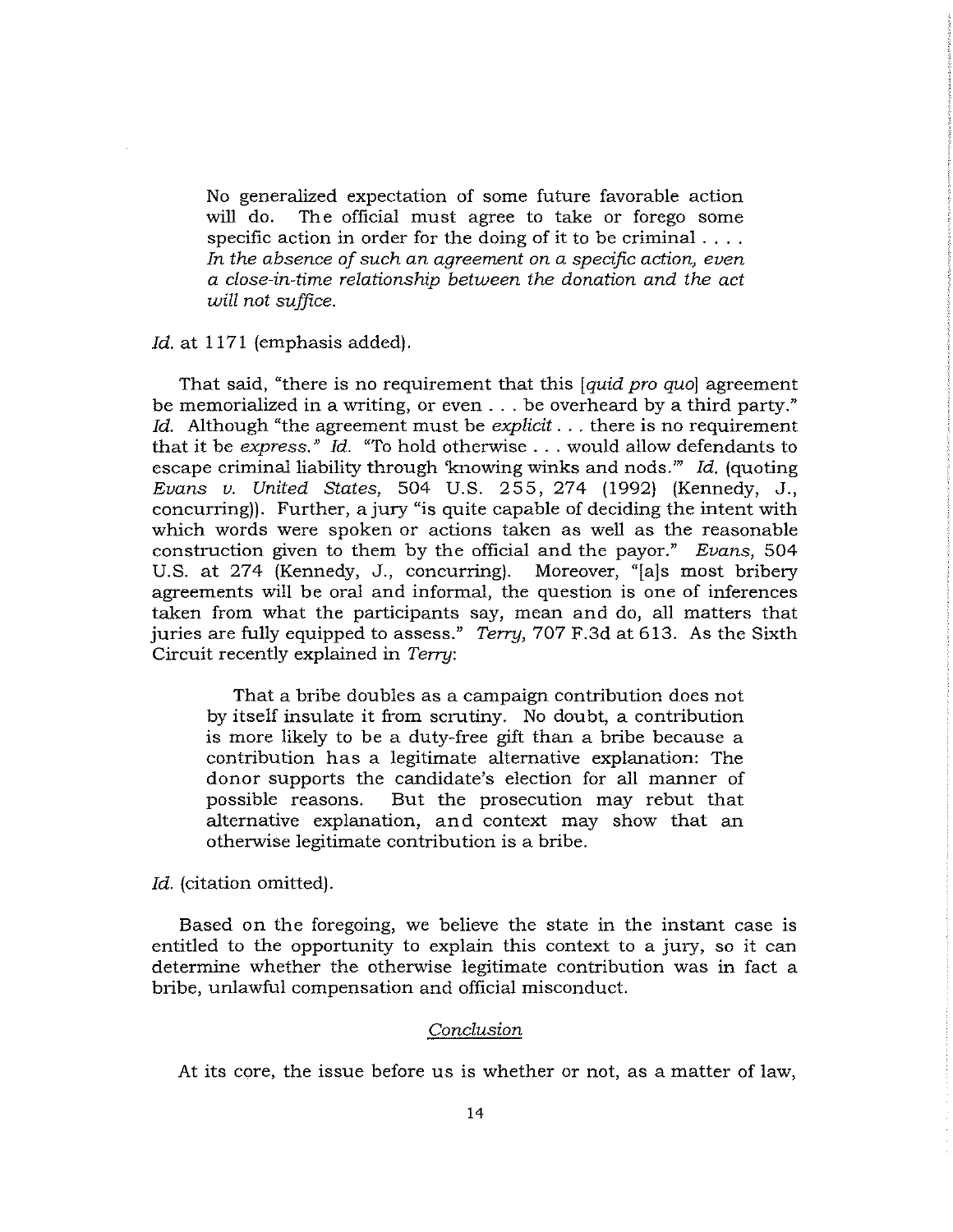> No generalized expectation of some future favorable action will do. The official must agree to take or forego some specific action in order for the doing of it to be criminal . . . . *In the absence of such an agreement on a specific action, even a close-in-time relationship between the donation and the act will not suffice.*

*Id.* at 1171 (emphasis added).

That said, "there is no requirement that this [*quid pro quo*] agreement be memorialized in a writing, or even . . . be overheard by a third party." *Id.* Although "the agreement must be *explicit* . . . there is no requirement that it be *express.*" *Id.* "To hold otherwise . . . would allow defendants to escape criminal liability through 'knowing winks and nods.'" *Id.* (quoting *Evans v. United States*, 504 U.S. 255, 274 (1992) (Kennedy, J., concurring)). Further, a jury "is quite capable of deciding the intent with which words were spoken or actions taken as well as the reasonable construction given to them by the official and the payor." *Evans*, 504 U.S. at 274 (Kennedy, J., concurring). Moreover, "[a]s most bribery agreements will be oral and informal, the question is one of inferences taken from what the participants say, mean and do, all matters that juries are fully equipped to assess." *Terry*, 707 F.3d at 613. As the Sixth Circuit recently explained in *Terry*:

> That a bribe doubles as a campaign contribution does not by itself insulate it from scrutiny. No doubt, a contribution is more likely to be a duty-free gift than a bribe because a contribution has a legitimate alternative explanation: The donor supports the candidate's election for all manner of possible reasons. But the prosecution may rebut that alternative explanation, and context may show that an otherwise legitimate contribution is a bribe.

*Id.* (citation omitted).

Based on the foregoing, we believe the state in the instant case is entitled to the opportunity to explain this context to a jury, so it can determine whether the otherwise legitimate contribution was in fact a bribe, unlawful compensation and official misconduct.

## *Conclusion*

At its core, the issue before us is whether or not, as a matter of law,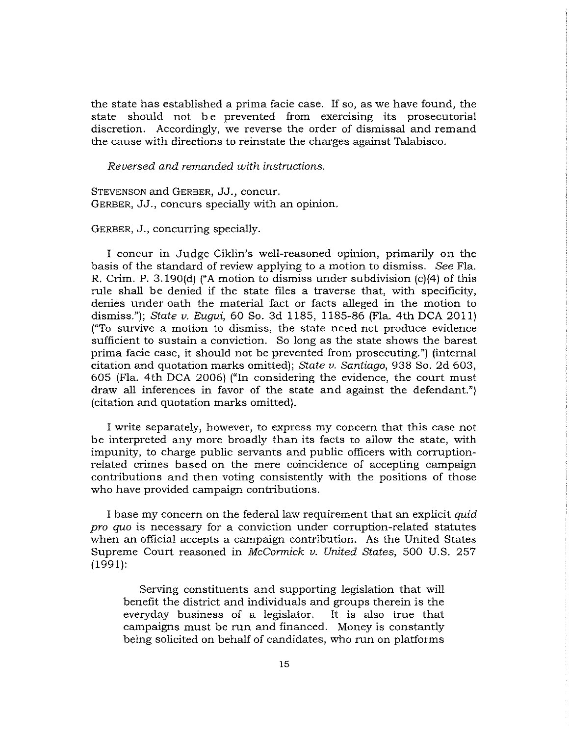the state has established a prima facie case. If so, as we have found, the state should not be prevented from exercising its prosecutorial discretion. Accordingly, we reverse the order of dismissal and remand the cause with directions to reinstate the charges against Talabisco.

*Reversed and remanded with instructions.*

STEVENSON and GERBER, JJ., concur.
GERBER, JJ., concurs specially with an opinion.

GERBER, J., concurring specially.

I concur in Judge Ciklin's well-reasoned opinion, primarily on the basis of the standard of review applying to a motion to dismiss. *See* Fla. R. Crim. P. 3.190(d) ("A motion to dismiss under subdivision (c)(4) of this rule shall be denied if the state files a traverse that, with specificity, denies under oath the material fact or facts alleged in the motion to dismiss."); *State v. Eugui*, 60 So. 3d 1185, 1185-86 (Fla. 4th DCA 2011) ("To survive a motion to dismiss, the state need not produce evidence sufficient to sustain a conviction. So long as the state shows the barest prima facie case, it should not be prevented from prosecuting.") (internal citation and quotation marks omitted); *State v. Santiago*, 938 So. 2d 603, 605 (Fla. 4th DCA 2006) ("In considering the evidence, the court must draw all inferences in favor of the state and against the defendant.") (citation and quotation marks omitted).

I write separately, however, to express my concern that this case not be interpreted any more broadly than its facts to allow the state, with impunity, to charge public servants and public officers with corruption-related crimes based on the mere coincidence of accepting campaign contributions and then voting consistently with the positions of those who have provided campaign contributions.

I base my concern on the federal law requirement that an explicit *quid pro quo* is necessary for a conviction under corruption-related statutes when an official accepts a campaign contribution. As the United States Supreme Court reasoned in *McCormick v. United States*, 500 U.S. 257 (1991):

> Serving constituents and supporting legislation that will benefit the district and individuals and groups therein is the everyday business of a legislator. It is also true that campaigns must be run and financed. Money is constantly being solicited on behalf of candidates, who run on platforms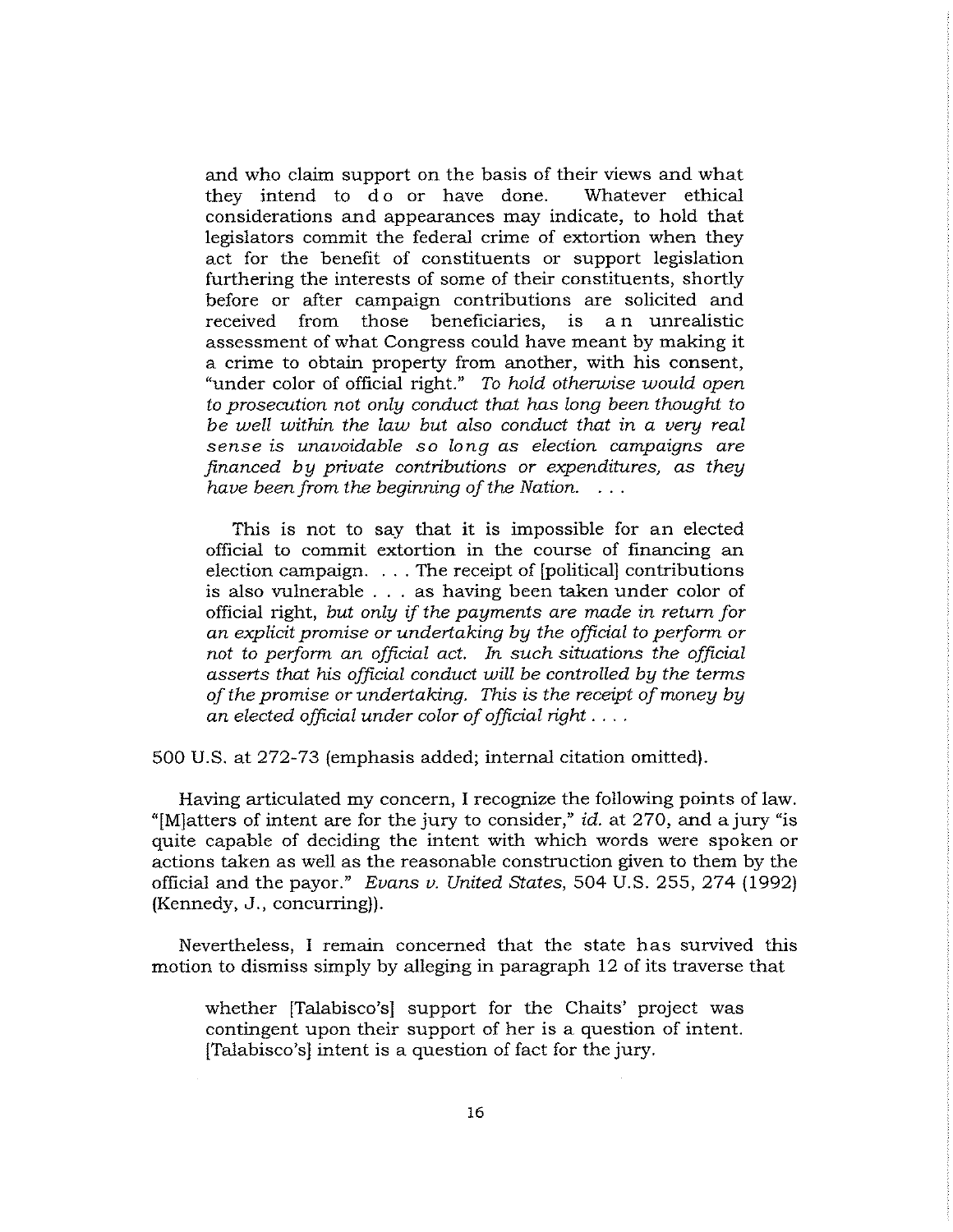> and who claim support on the basis of their views and what they intend to do or have done. Whatever ethical considerations and appearances may indicate, to hold that legislators commit the federal crime of extortion when they act for the benefit of constituents or support legislation furthering the interests of some of their constituents, shortly before or after campaign contributions are solicited and received from those beneficiaries, is an unrealistic assessment of what Congress could have meant by making it a crime to obtain property from another, with his consent, "under color of official right." *To hold otherwise would open to prosecution not only conduct that has long been thought to be well within the law but also conduct that in a very real sense is unavoidable so long as election campaigns are financed by private contributions or expenditures, as they have been from the beginning of the Nation.* . . .
>
> This is not to say that it is impossible for an elected official to commit extortion in the course of financing an election campaign. . . . The receipt of [political] contributions is also vulnerable . . . as having been taken under color of official right, *but only if the payments are made in return for an explicit promise or undertaking by the official to perform or not to perform an official act. In such situations the official asserts that his official conduct will be controlled by the terms of the promise or undertaking. This is the receipt of money by an elected official under color of official right* . . . .

500 U.S. at 272-73 (emphasis added; internal citation omitted).

Having articulated my concern, I recognize the following points of law. "[M]atters of intent are for the jury to consider," *id.* at 270, and a jury "is quite capable of deciding the intent with which words were spoken or actions taken as well as the reasonable construction given to them by the official and the payor." *Evans v. United States*, 504 U.S. 255, 274 (1992) (Kennedy, J., concurring)).

Nevertheless, I remain concerned that the state has survived this motion to dismiss simply by alleging in paragraph 12 of its traverse that

> whether [Talabisco's] support for the Chaits' project was contingent upon their support of her is a question of intent. [Talabisco's] intent is a question of fact for the jury.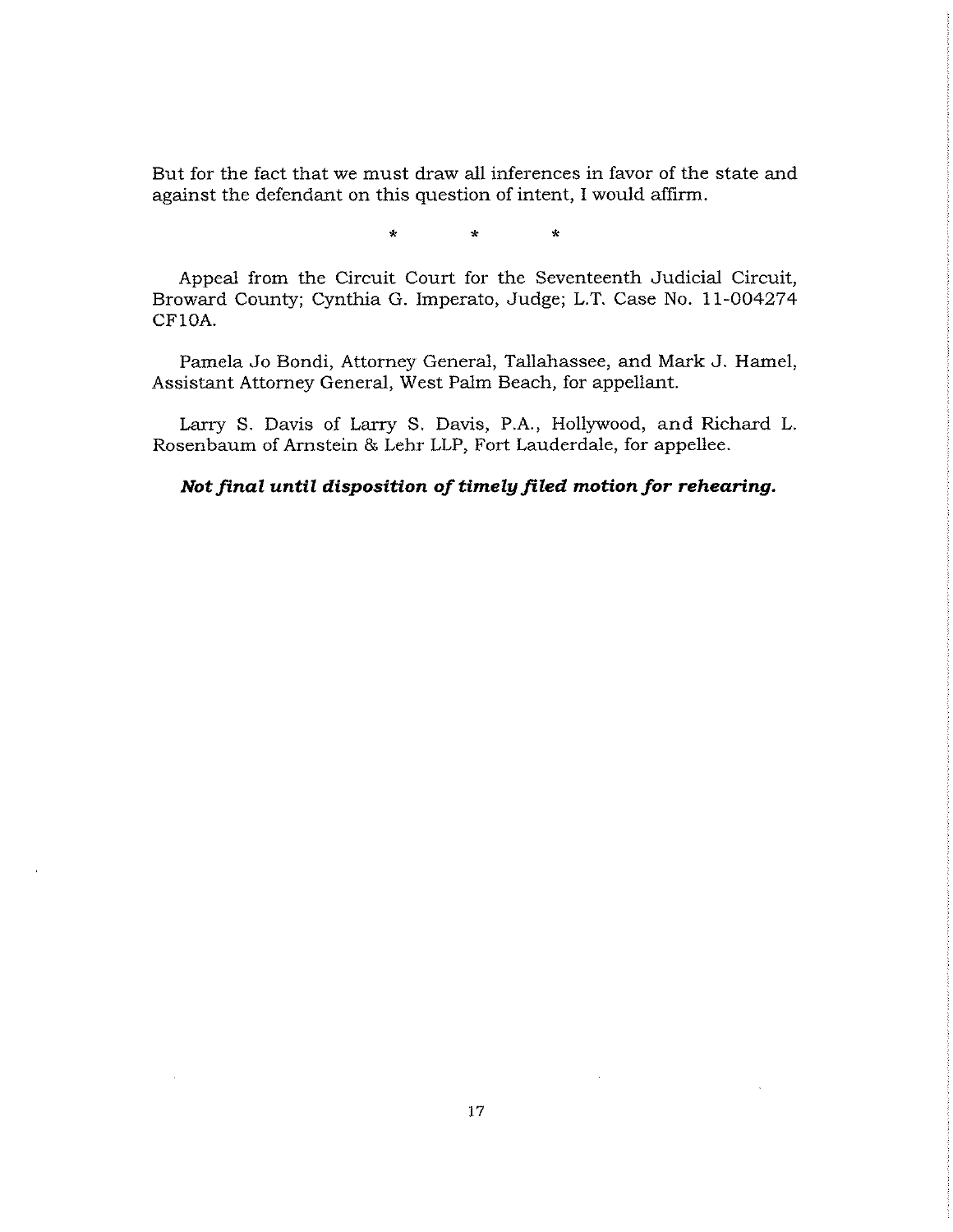But for the fact that we must draw all inferences in favor of the state and against the defendant on this question of intent, I would affirm.

\*            \*            \*

Appeal from the Circuit Court for the Seventeenth Judicial Circuit, Broward County; Cynthia G. Imperato, Judge; L.T. Case No. 11-004274 CF10A.

Pamela Jo Bondi, Attorney General, Tallahassee, and Mark J. Hamel, Assistant Attorney General, West Palm Beach, for appellant.

Larry S. Davis of Larry S. Davis, P.A., Hollywood, and Richard L. Rosenbaum of Arnstein & Lehr LLP, Fort Lauderdale, for appellee.

***Not final until disposition of timely filed motion for rehearing.***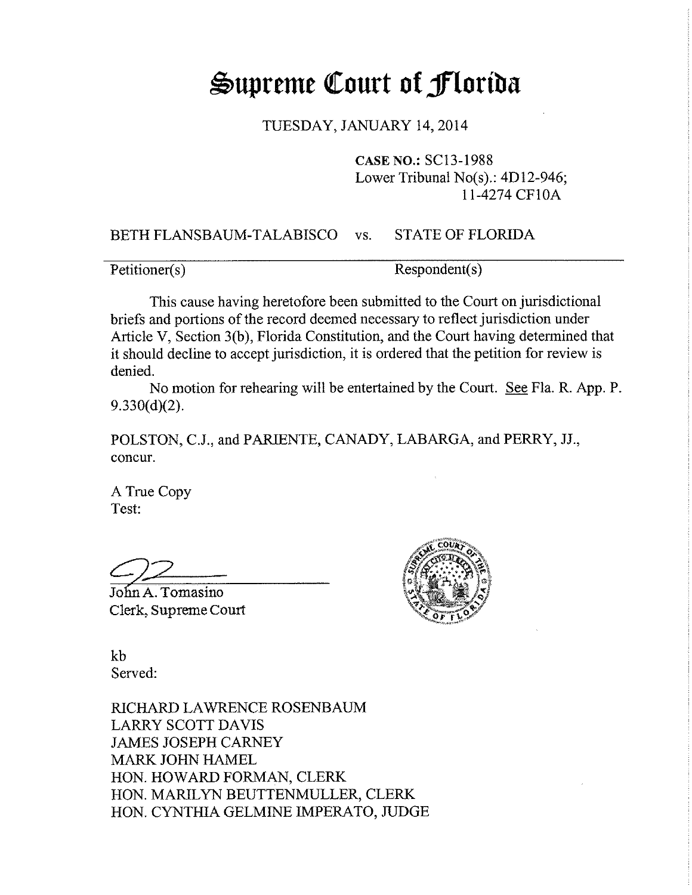# Supreme Court of Florida

TUESDAY, JANUARY 14, 2014

**CASE NO.:** SC13-1988
Lower Tribunal No(s).: 4D12-946;
11-4274 CF10A

BETH FLANSBAUM-TALABISCO vs. STATE OF FLORIDA

Petitioner(s) Respondent(s)

This cause having heretofore been submitted to the Court on jurisdictional briefs and portions of the record deemed necessary to reflect jurisdiction under Article V, Section 3(b), Florida Constitution, and the Court having determined that it should decline to accept jurisdiction, it is ordered that the petition for review is denied.

No motion for rehearing will be entertained by the Court. See Fla. R. App. P. 9.330(d)(2).

POLSTON, C.J., and PARIENTE, CANADY, LABARGA, and PERRY, JJ., concur.

A True Copy
Test:

John A. Tomasino
Clerk, Supreme Court

kb
Served:

RICHARD LAWRENCE ROSENBAUM
LARRY SCOTT DAVIS
JAMES JOSEPH CARNEY
MARK JOHN HAMEL
HON. HOWARD FORMAN, CLERK
HON. MARILYN BEUTTENMULLER, CLERK
HON. CYNTHIA GELMINE IMPERATO, JUDGE